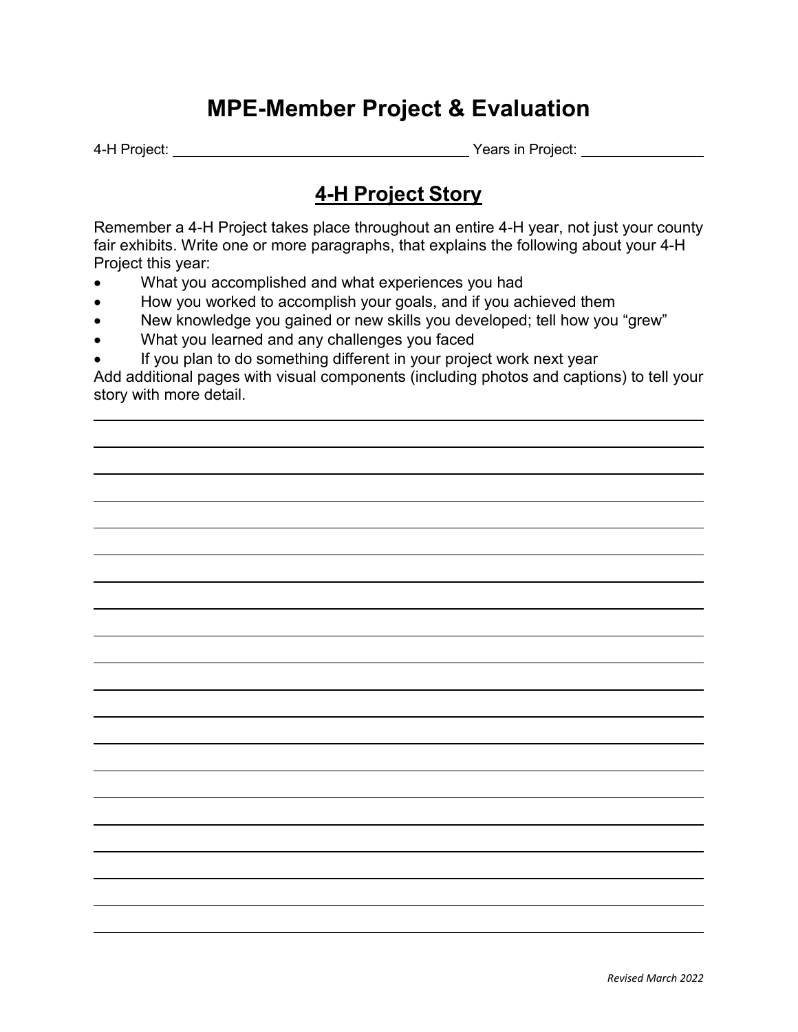# MPE-Member Project & Evaluation

4-H Project: ______________________________ Years in Project: ____________

## 4-H Project Story

Remember a 4-H Project takes place throughout an entire 4-H year, not just your county fair exhibits. Write one or more paragraphs, that explains the following about your 4-H Project this year:

- What you accomplished and what experiences you had
- How you worked to accomplish your goals, and if you achieved them
- New knowledge you gained or new skills you developed; tell how you "grew"
- What you learned and any challenges you faced
- If you plan to do something different in your project work next year

Add additional pages with visual components (including photos and captions) to tell your story with more detail.

*Revised March 2022*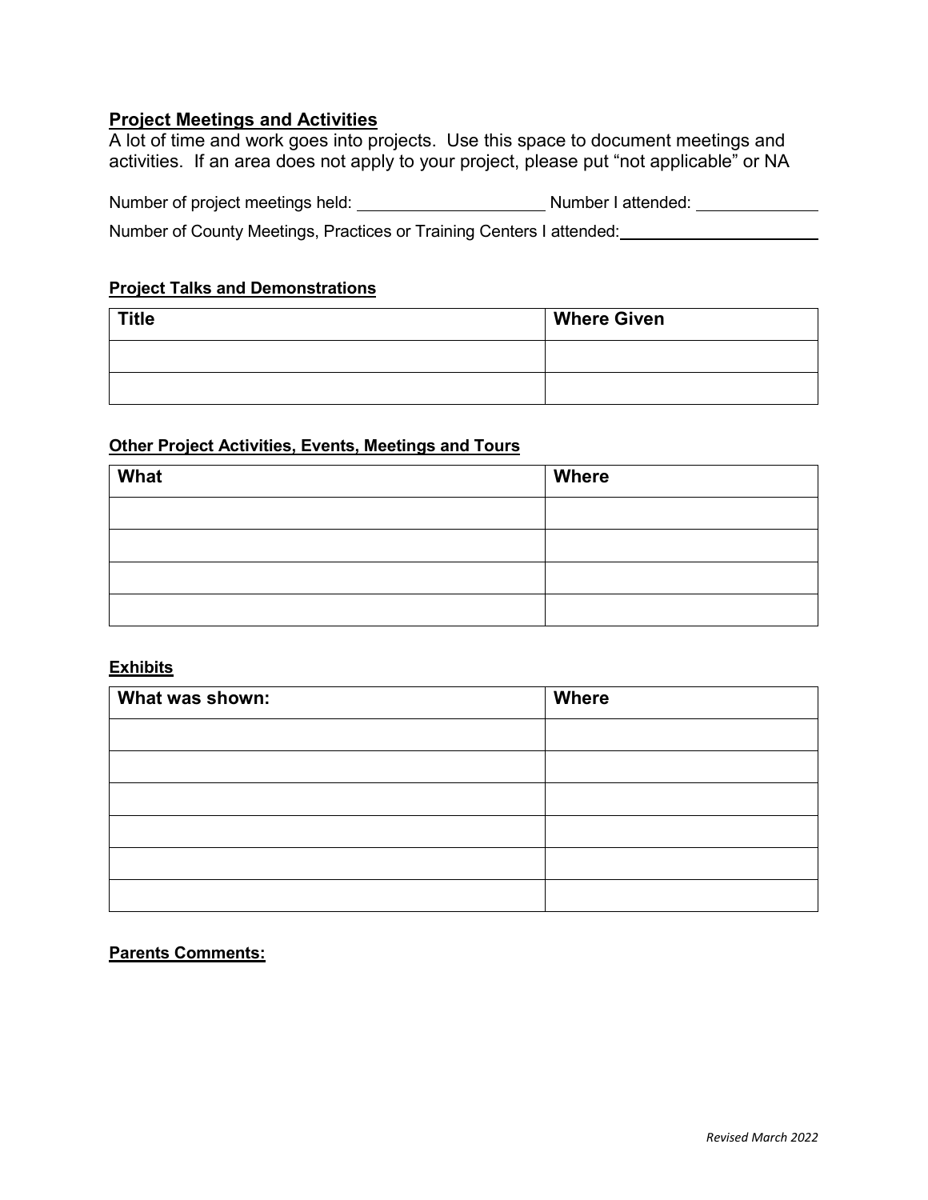## Project Meetings and Activities

A lot of time and work goes into projects. Use this space to document meetings and activities. If an area does not apply to your project, please put "not applicable" or NA

Number of project meetings held: ____________________ Number I attended: ____________

Number of County Meetings, Practices or Training Centers I attended: ____________________

### Project Talks and Demonstrations

| Title | Where Given |
| --- | --- |
| | |
| | |

### Other Project Activities, Events, Meetings and Tours

| What | Where |
| --- | --- |
| | |
| | |
| | |
| | |

### Exhibits

| What was shown: | Where |
| --- | --- |
| | |
| | |
| | |
| | |
| | |
| | |

### Parents Comments:

*Revised March 2022*